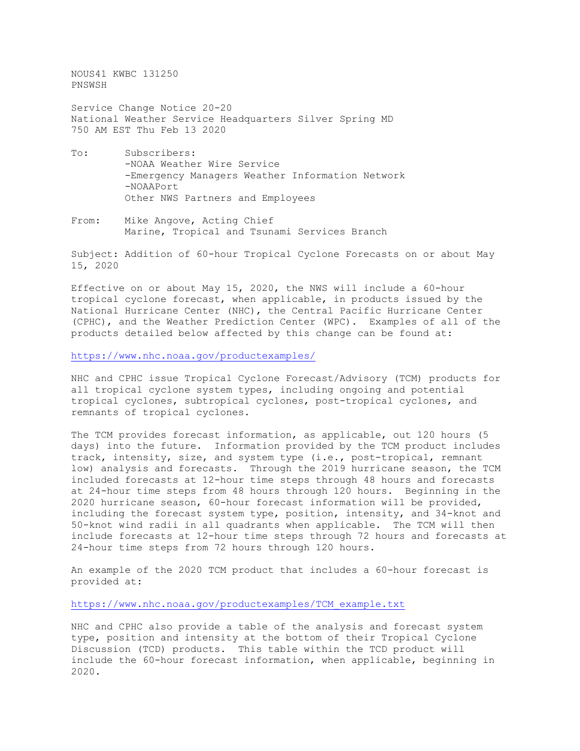NOUS41 KWBC 131250
PNSWSH

Service Change Notice 20-20
National Weather Service Headquarters Silver Spring MD
750 AM EST Thu Feb 13 2020

To: Subscribers:
-NOAA Weather Wire Service
-Emergency Managers Weather Information Network
-NOAAPort
Other NWS Partners and Employees

From: Mike Angove, Acting Chief
Marine, Tropical and Tsunami Services Branch

Subject: Addition of 60-hour Tropical Cyclone Forecasts on or about May 15, 2020

Effective on or about May 15, 2020, the NWS will include a 60-hour tropical cyclone forecast, when applicable, in products issued by the National Hurricane Center (NHC), the Central Pacific Hurricane Center (CPHC), and the Weather Prediction Center (WPC). Examples of all of the products detailed below affected by this change can be found at:

https://www.nhc.noaa.gov/productexamples/

NHC and CPHC issue Tropical Cyclone Forecast/Advisory (TCM) products for all tropical cyclone system types, including ongoing and potential tropical cyclones, subtropical cyclones, post-tropical cyclones, and remnants of tropical cyclones.

The TCM provides forecast information, as applicable, out 120 hours (5 days) into the future. Information provided by the TCM product includes track, intensity, size, and system type (i.e., post-tropical, remnant low) analysis and forecasts. Through the 2019 hurricane season, the TCM included forecasts at 12-hour time steps through 48 hours and forecasts at 24-hour time steps from 48 hours through 120 hours. Beginning in the 2020 hurricane season, 60-hour forecast information will be provided, including the forecast system type, position, intensity, and 34-knot and 50-knot wind radii in all quadrants when applicable. The TCM will then include forecasts at 12-hour time steps through 72 hours and forecasts at 24-hour time steps from 72 hours through 120 hours.

An example of the 2020 TCM product that includes a 60-hour forecast is provided at:

https://www.nhc.noaa.gov/productexamples/TCM_example.txt

NHC and CPHC also provide a table of the analysis and forecast system type, position and intensity at the bottom of their Tropical Cyclone Discussion (TCD) products. This table within the TCD product will include the 60-hour forecast information, when applicable, beginning in 2020.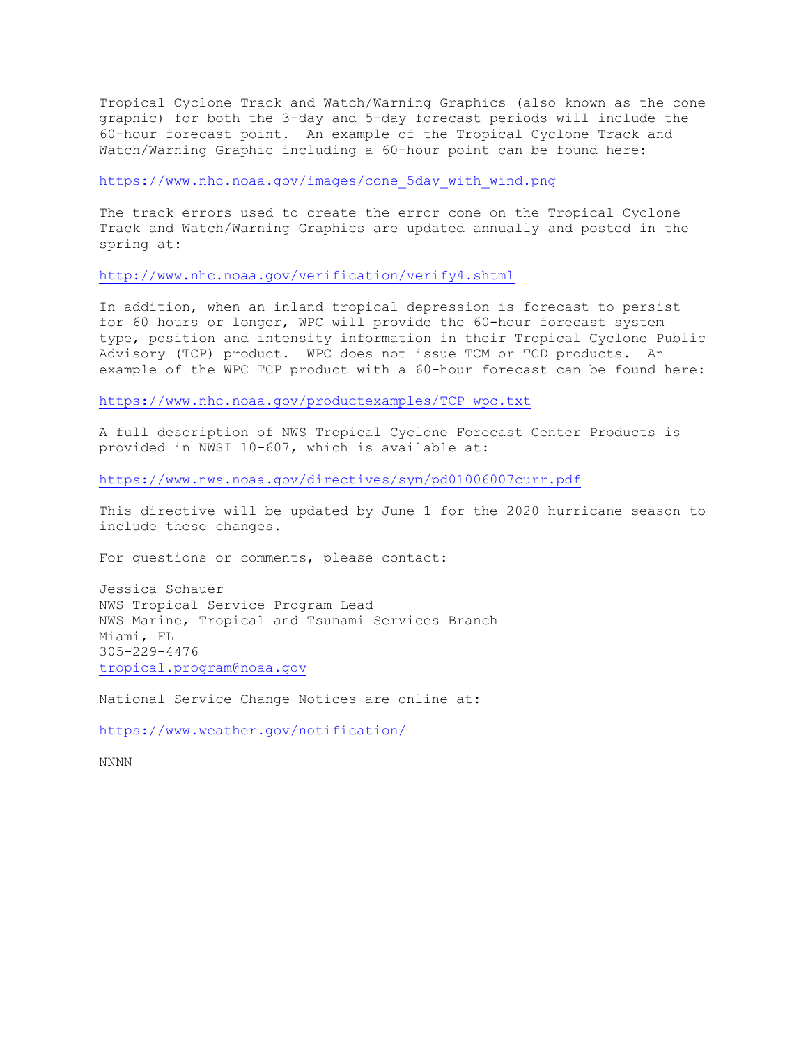Tropical Cyclone Track and Watch/Warning Graphics (also known as the cone graphic) for both the 3-day and 5-day forecast periods will include the 60-hour forecast point. An example of the Tropical Cyclone Track and Watch/Warning Graphic including a 60-hour point can be found here:

https://www.nhc.noaa.gov/images/cone_5day_with_wind.png

The track errors used to create the error cone on the Tropical Cyclone Track and Watch/Warning Graphics are updated annually and posted in the spring at:

http://www.nhc.noaa.gov/verification/verify4.shtml

In addition, when an inland tropical depression is forecast to persist for 60 hours or longer, WPC will provide the 60-hour forecast system type, position and intensity information in their Tropical Cyclone Public Advisory (TCP) product. WPC does not issue TCM or TCD products. An example of the WPC TCP product with a 60-hour forecast can be found here:

https://www.nhc.noaa.gov/productexamples/TCP_wpc.txt

A full description of NWS Tropical Cyclone Forecast Center Products is provided in NWSI 10-607, which is available at:

https://www.nws.noaa.gov/directives/sym/pd01006007curr.pdf

This directive will be updated by June 1 for the 2020 hurricane season to include these changes.

For questions or comments, please contact:

Jessica Schauer
NWS Tropical Service Program Lead
NWS Marine, Tropical and Tsunami Services Branch
Miami, FL
305-229-4476
tropical.program@noaa.gov

National Service Change Notices are online at:

https://www.weather.gov/notification/

NNNN